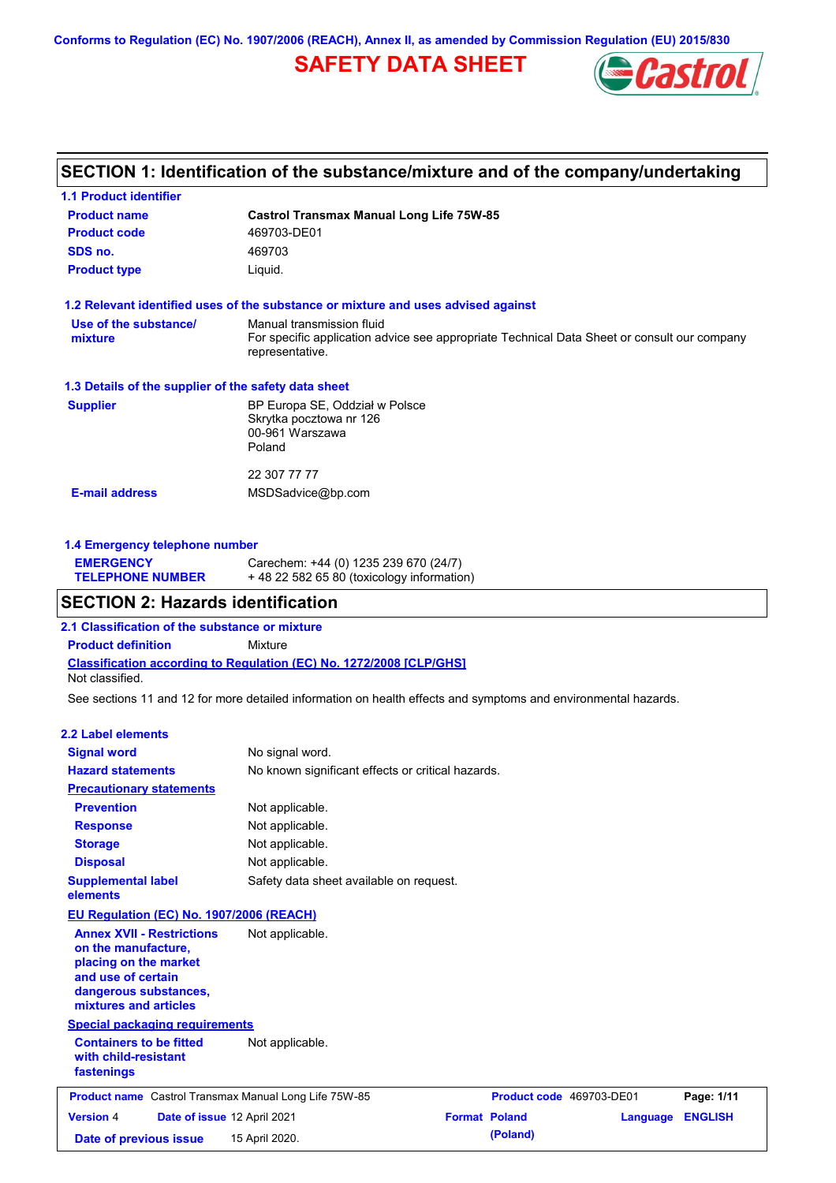Conforms to Regulation (EC) No. 1907/2006 (REACH), Annex II, as amended by Commission Regulation (EU) 2015/830

# SAFETY DATA SHEET

## SECTION 1: Identification of the substance/mixture and of the company/undertaking

### 1.1 Product identifier

| | |
|---|---|
| **Product name** | **Castrol Transmax Manual Long Life 75W-85** |
| **Product code** | 469703-DE01 |
| **SDS no.** | 469703 |
| **Product type** | Liquid. |

### 1.2 Relevant identified uses of the substance or mixture and uses advised against

| | |
|---|---|
| **Use of the substance/ mixture** | Manual transmission fluid<br>For specific application advice see appropriate Technical Data Sheet or consult our company representative. |

### 1.3 Details of the supplier of the safety data sheet

| | |
|---|---|
| **Supplier** | BP Europa SE, Oddział w Polsce<br>Skrytka pocztowa nr 126<br>00-961 Warszawa<br>Poland<br><br>22 307 77 77 |
| **E-mail address** | MSDSadvice@bp.com |

### 1.4 Emergency telephone number

| | |
|---|---|
| **EMERGENCY TELEPHONE NUMBER** | Carechem: +44 (0) 1235 239 670 (24/7)<br>+ 48 22 582 65 80 (toxicology information) |

## SECTION 2: Hazards identification

### 2.1 Classification of the substance or mixture

**Product definition** Mixture

**Classification according to Regulation (EC) No. 1272/2008 [CLP/GHS]**

Not classified.

See sections 11 and 12 for more detailed information on health effects and symptoms and environmental hazards.

### 2.2 Label elements

| | |
|---|---|
| **Signal word** | No signal word. |
| **Hazard statements** | No known significant effects or critical hazards. |
| **Precautionary statements** | |
| **Prevention** | Not applicable. |
| **Response** | Not applicable. |
| **Storage** | Not applicable. |
| **Disposal** | Not applicable. |
| **Supplemental label elements** | Safety data sheet available on request. |

**EU Regulation (EC) No. 1907/2006 (REACH)**

| | |
|---|---|
| **Annex XVII - Restrictions on the manufacture, placing on the market and use of certain dangerous substances, mixtures and articles** | Not applicable. |

**Special packaging requirements**

| | |
|---|---|
| **Containers to be fitted with child-resistant fastenings** | Not applicable. |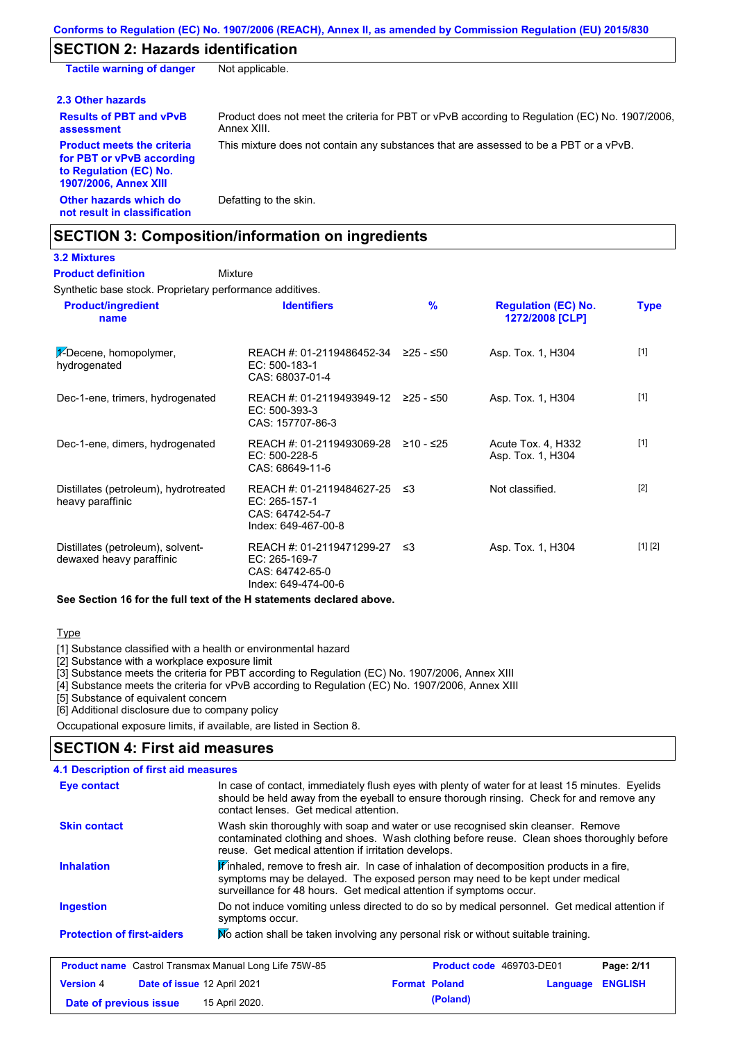## SECTION 2: Hazards identification

**Tactile warning of danger** Not applicable.

### 2.3 Other hazards

**Results of PBT and vPvB assessment**: Product does not meet the criteria for PBT or vPvB according to Regulation (EC) No. 1907/2006, Annex XIII.

**Product meets the criteria for PBT or vPvB according to Regulation (EC) No. 1907/2006, Annex XIII**: This mixture does not contain any substances that are assessed to be a PBT or a vPvB.

**Other hazards which do not result in classification**: Defatting to the skin.

## SECTION 3: Composition/information on ingredients

### 3.2 Mixtures

**Product definition** Mixture

Synthetic base stock. Proprietary performance additives.

| Product/ingredient name | Identifiers | % | Regulation (EC) No. 1272/2008 [CLP] | Type |
|---|---|---|---|---|
| 1-Decene, homopolymer, hydrogenated | REACH #: 01-2119486452-34<br>EC: 500-183-1<br>CAS: 68037-01-4 | ≥25 - ≤50 | Asp. Tox. 1, H304 | [1] |
| Dec-1-ene, trimers, hydrogenated | REACH #: 01-2119493949-12<br>EC: 500-393-3<br>CAS: 157707-86-3 | ≥25 - ≤50 | Asp. Tox. 1, H304 | [1] |
| Dec-1-ene, dimers, hydrogenated | REACH #: 01-2119493069-28<br>EC: 500-228-5<br>CAS: 68649-11-6 | ≥10 - ≤25 | Acute Tox. 4, H332<br>Asp. Tox. 1, H304 | [1] |
| Distillates (petroleum), hydrotreated heavy paraffinic | REACH #: 01-2119484627-25<br>EC: 265-157-1<br>CAS: 64742-54-7<br>Index: 649-467-00-8 | ≤3 | Not classified. | [2] |
| Distillates (petroleum), solvent-dewaxed heavy paraffinic | REACH #: 01-2119471299-27<br>EC: 265-169-7<br>CAS: 64742-65-0<br>Index: 649-474-00-6 | ≤3 | Asp. Tox. 1, H304 | [1] [2] |

**See Section 16 for the full text of the H statements declared above.**

Type

[1] Substance classified with a health or environmental hazard
[2] Substance with a workplace exposure limit
[3] Substance meets the criteria for PBT according to Regulation (EC) No. 1907/2006, Annex XIII
[4] Substance meets the criteria for vPvB according to Regulation (EC) No. 1907/2006, Annex XIII
[5] Substance of equivalent concern
[6] Additional disclosure due to company policy

Occupational exposure limits, if available, are listed in Section 8.

## SECTION 4: First aid measures

### 4.1 Description of first aid measures

**Eye contact**: In case of contact, immediately flush eyes with plenty of water for at least 15 minutes. Eyelids should be held away from the eyeball to ensure thorough rinsing. Check for and remove any contact lenses. Get medical attention.

**Skin contact**: Wash skin thoroughly with soap and water or use recognised skin cleanser. Remove contaminated clothing and shoes. Wash clothing before reuse. Clean shoes thoroughly before reuse. Get medical attention if irritation develops.

**Inhalation**: If inhaled, remove to fresh air. In case of inhalation of decomposition products in a fire, symptoms may be delayed. The exposed person may need to be kept under medical surveillance for 48 hours. Get medical attention if symptoms occur.

**Ingestion**: Do not induce vomiting unless directed to do so by medical personnel. Get medical attention if symptoms occur.

**Protection of first-aiders**: No action shall be taken involving any personal risk or without suitable training.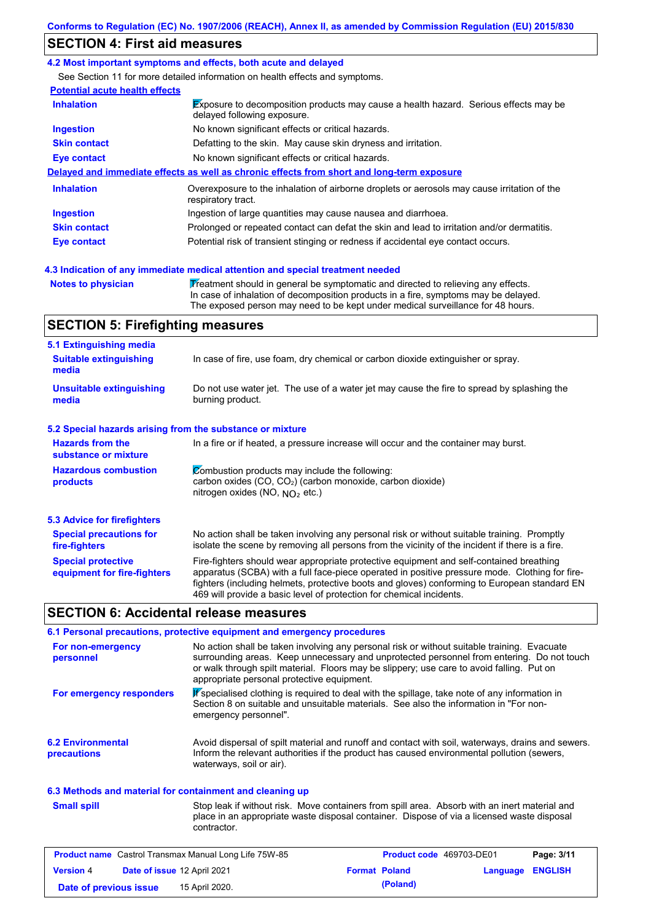## SECTION 4: First aid measures

### 4.2 Most important symptoms and effects, both acute and delayed

See Section 11 for more detailed information on health effects and symptoms.

**Potential acute health effects**

| | |
|---|---|
| **Inhalation** | Exposure to decomposition products may cause a health hazard. Serious effects may be delayed following exposure. |
| **Ingestion** | No known significant effects or critical hazards. |
| **Skin contact** | Defatting to the skin. May cause skin dryness and irritation. |
| **Eye contact** | No known significant effects or critical hazards. |

**Delayed and immediate effects as well as chronic effects from short and long-term exposure**

| | |
|---|---|
| **Inhalation** | Overexposure to the inhalation of airborne droplets or aerosols may cause irritation of the respiratory tract. |
| **Ingestion** | Ingestion of large quantities may cause nausea and diarrhoea. |
| **Skin contact** | Prolonged or repeated contact can defat the skin and lead to irritation and/or dermatitis. |
| **Eye contact** | Potential risk of transient stinging or redness if accidental eye contact occurs. |

### 4.3 Indication of any immediate medical attention and special treatment needed

| | |
|---|---|
| **Notes to physician** | Treatment should in general be symptomatic and directed to relieving any effects. In case of inhalation of decomposition products in a fire, symptoms may be delayed. The exposed person may need to be kept under medical surveillance for 48 hours. |

## SECTION 5: Firefighting measures

### 5.1 Extinguishing media

| | |
|---|---|
| **Suitable extinguishing media** | In case of fire, use foam, dry chemical or carbon dioxide extinguisher or spray. |
| **Unsuitable extinguishing media** | Do not use water jet. The use of a water jet may cause the fire to spread by splashing the burning product. |

### 5.2 Special hazards arising from the substance or mixture

| | |
|---|---|
| **Hazards from the substance or mixture** | In a fire or if heated, a pressure increase will occur and the container may burst. |
| **Hazardous combustion products** | Combustion products may include the following: carbon oxides (CO, $CO_2$) (carbon monoxide, carbon dioxide) nitrogen oxides (NO, $NO_2$ etc.) |

### 5.3 Advice for firefighters

| | |
|---|---|
| **Special precautions for fire-fighters** | No action shall be taken involving any personal risk or without suitable training. Promptly isolate the scene by removing all persons from the vicinity of the incident if there is a fire. |
| **Special protective equipment for fire-fighters** | Fire-fighters should wear appropriate protective equipment and self-contained breathing apparatus (SCBA) with a full face-piece operated in positive pressure mode. Clothing for fire-fighters (including helmets, protective boots and gloves) conforming to European standard EN 469 will provide a basic level of protection for chemical incidents. |

## SECTION 6: Accidental release measures

### 6.1 Personal precautions, protective equipment and emergency procedures

| | |
|---|---|
| **For non-emergency personnel** | No action shall be taken involving any personal risk or without suitable training. Evacuate surrounding areas. Keep unnecessary and unprotected personnel from entering. Do not touch or walk through spilt material. Floors may be slippery; use care to avoid falling. Put on appropriate personal protective equipment. |
| **For emergency responders** | If specialised clothing is required to deal with the spillage, take note of any information in Section 8 on suitable and unsuitable materials. See also the information in "For non-emergency personnel". |

| | |
|---|---|
| **6.2 Environmental precautions** | Avoid dispersal of spilt material and runoff and contact with soil, waterways, drains and sewers. Inform the relevant authorities if the product has caused environmental pollution (sewers, waterways, soil or air). |

### 6.3 Methods and material for containment and cleaning up

| | |
|---|---|
| **Small spill** | Stop leak if without risk. Move containers from spill area. Absorb with an inert material and place in an appropriate waste disposal container. Dispose of via a licensed waste disposal contractor. |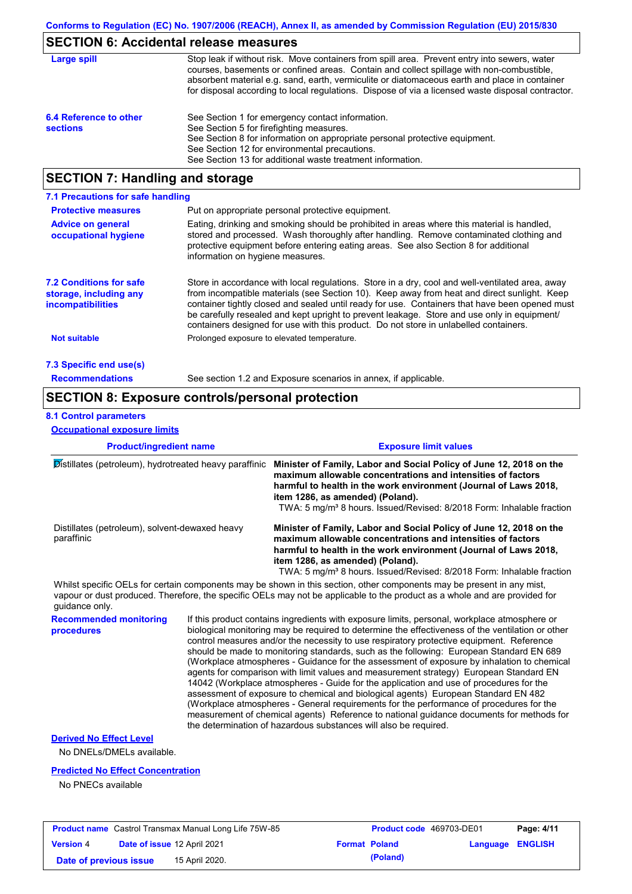## SECTION 6: Accidental release measures

**Large spill**

Stop leak if without risk. Move containers from spill area. Prevent entry into sewers, water courses, basements or confined areas. Contain and collect spillage with non-combustible, absorbent material e.g. sand, earth, vermiculite or diatomaceous earth and place in container for disposal according to local regulations. Dispose of via a licensed waste disposal contractor.

**6.4 Reference to other sections**

See Section 1 for emergency contact information.
See Section 5 for firefighting measures.
See Section 8 for information on appropriate personal protective equipment.
See Section 12 for environmental precautions.
See Section 13 for additional waste treatment information.

## SECTION 7: Handling and storage

### 7.1 Precautions for safe handling

**Protective measures**

Put on appropriate personal protective equipment.

**Advice on general occupational hygiene**

Eating, drinking and smoking should be prohibited in areas where this material is handled, stored and processed. Wash thoroughly after handling. Remove contaminated clothing and protective equipment before entering eating areas. See also Section 8 for additional information on hygiene measures.

**7.2 Conditions for safe storage, including any incompatibilities**

Store in accordance with local regulations. Store in a dry, cool and well-ventilated area, away from incompatible materials (see Section 10). Keep away from heat and direct sunlight. Keep container tightly closed and sealed until ready for use. Containers that have been opened must be carefully resealed and kept upright to prevent leakage. Store and use only in equipment/ containers designed for use with this product. Do not store in unlabelled containers.

**Not suitable**

Prolonged exposure to elevated temperature.

### 7.3 Specific end use(s)

**Recommendations**

See section 1.2 and Exposure scenarios in annex, if applicable.

## SECTION 8: Exposure controls/personal protection

### 8.1 Control parameters

**Occupational exposure limits**

| Product/ingredient name | Exposure limit values |
| --- | --- |
| Distillates (petroleum), hydrotreated heavy paraffinic | **Minister of Family, Labor and Social Policy of June 12, 2018 on the maximum allowable concentrations and intensities of factors harmful to health in the work environment (Journal of Laws 2018, item 1286, as amended) (Poland).** TWA: 5 mg/m³ 8 hours. Issued/Revised: 8/2018 Form: Inhalable fraction |
| Distillates (petroleum), solvent-dewaxed heavy paraffinic | **Minister of Family, Labor and Social Policy of June 12, 2018 on the maximum allowable concentrations and intensities of factors harmful to health in the work environment (Journal of Laws 2018, item 1286, as amended) (Poland).** TWA: 5 mg/m³ 8 hours. Issued/Revised: 8/2018 Form: Inhalable fraction |

Whilst specific OELs for certain components may be shown in this section, other components may be present in any mist, vapour or dust produced. Therefore, the specific OELs may not be applicable to the product as a whole and are provided for guidance only.

**Recommended monitoring procedures**

If this product contains ingredients with exposure limits, personal, workplace atmosphere or biological monitoring may be required to determine the effectiveness of the ventilation or other control measures and/or the necessity to use respiratory protective equipment. Reference should be made to monitoring standards, such as the following: European Standard EN 689 (Workplace atmospheres - Guidance for the assessment of exposure by inhalation to chemical agents for comparison with limit values and measurement strategy) European Standard EN 14042 (Workplace atmospheres - Guide for the application and use of procedures for the assessment of exposure to chemical and biological agents) European Standard EN 482 (Workplace atmospheres - General requirements for the performance of procedures for the measurement of chemical agents) Reference to national guidance documents for methods for the determination of hazardous substances will also be required.

**Derived No Effect Level**

No DNELs/DMELs available.

**Predicted No Effect Concentration**

No PNECs available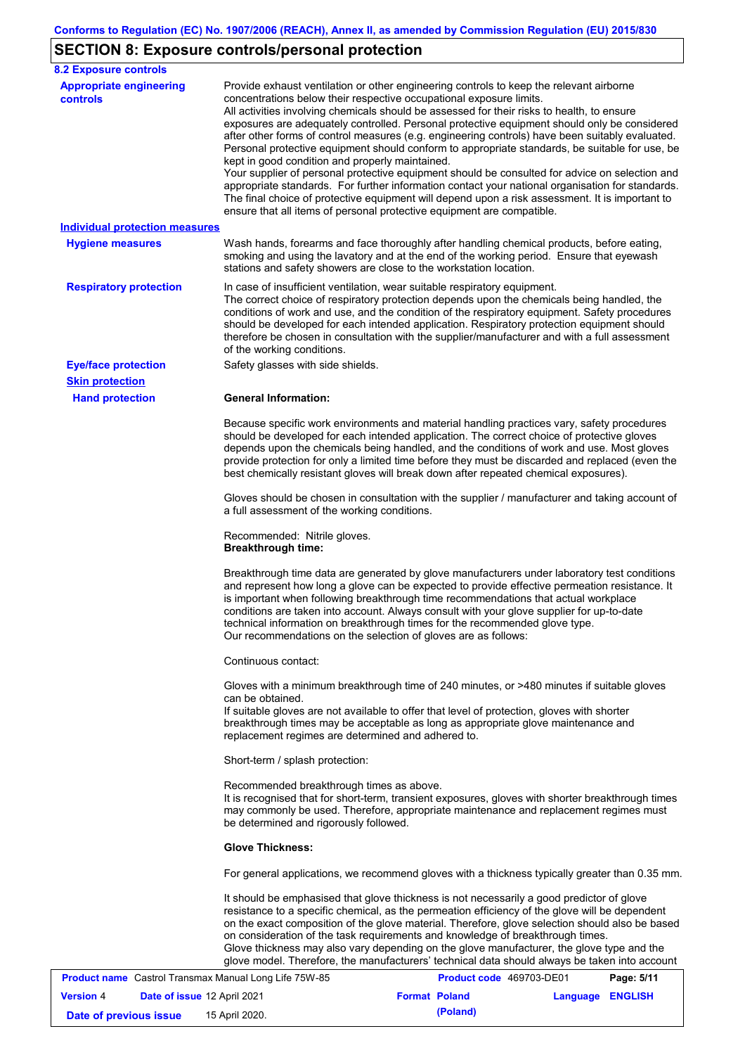## SECTION 8: Exposure controls/personal protection

### 8.2 Exposure controls

**Appropriate engineering controls**

Provide exhaust ventilation or other engineering controls to keep the relevant airborne concentrations below their respective occupational exposure limits.
All activities involving chemicals should be assessed for their risks to health, to ensure exposures are adequately controlled. Personal protective equipment should only be considered after other forms of control measures (e.g. engineering controls) have been suitably evaluated. Personal protective equipment should conform to appropriate standards, be suitable for use, be kept in good condition and properly maintained.
Your supplier of personal protective equipment should be consulted for advice on selection and appropriate standards. For further information contact your national organisation for standards. The final choice of protective equipment will depend upon a risk assessment. It is important to ensure that all items of personal protective equipment are compatible.

**Individual protection measures**

**Hygiene measures**

Wash hands, forearms and face thoroughly after handling chemical products, before eating, smoking and using the lavatory and at the end of the working period. Ensure that eyewash stations and safety showers are close to the workstation location.

**Respiratory protection**

In case of insufficient ventilation, wear suitable respiratory equipment.
The correct choice of respiratory protection depends upon the chemicals being handled, the conditions of work and use, and the condition of the respiratory equipment. Safety procedures should be developed for each intended application. Respiratory protection equipment should therefore be chosen in consultation with the supplier/manufacturer and with a full assessment of the working conditions.

**Eye/face protection**

Safety glasses with side shields.

**Skin protection**

**Hand protection**

**General Information:**

Because specific work environments and material handling practices vary, safety procedures should be developed for each intended application. The correct choice of protective gloves depends upon the chemicals being handled, and the conditions of work and use. Most gloves provide protection for only a limited time before they must be discarded and replaced (even the best chemically resistant gloves will break down after repeated chemical exposures).

Gloves should be chosen in consultation with the supplier / manufacturer and taking account of a full assessment of the working conditions.

Recommended: Nitrile gloves.
**Breakthrough time:**

Breakthrough time data are generated by glove manufacturers under laboratory test conditions and represent how long a glove can be expected to provide effective permeation resistance. It is important when following breakthrough time recommendations that actual workplace conditions are taken into account. Always consult with your glove supplier for up-to-date technical information on breakthrough times for the recommended glove type.
Our recommendations on the selection of gloves are as follows:

Continuous contact:

Gloves with a minimum breakthrough time of 240 minutes, or >480 minutes if suitable gloves can be obtained.
If suitable gloves are not available to offer that level of protection, gloves with shorter breakthrough times may be acceptable as long as appropriate glove maintenance and replacement regimes are determined and adhered to.

Short-term / splash protection:

Recommended breakthrough times as above.
It is recognised that for short-term, transient exposures, gloves with shorter breakthrough times may commonly be used. Therefore, appropriate maintenance and replacement regimes must be determined and rigorously followed.

**Glove Thickness:**

For general applications, we recommend gloves with a thickness typically greater than 0.35 mm.

It should be emphasised that glove thickness is not necessarily a good predictor of glove resistance to a specific chemical, as the permeation efficiency of the glove will be dependent on the exact composition of the glove material. Therefore, glove selection should also be based on consideration of the task requirements and knowledge of breakthrough times.
Glove thickness may also vary depending on the glove manufacturer, the glove type and the glove model. Therefore, the manufacturers' technical data should always be taken into account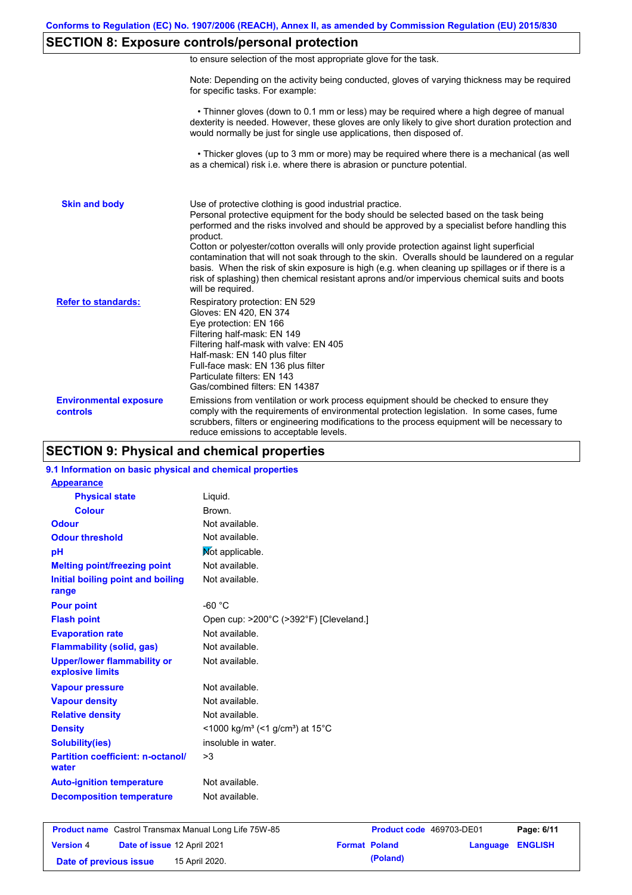## SECTION 8: Exposure controls/personal protection

to ensure selection of the most appropriate glove for the task.

Note: Depending on the activity being conducted, gloves of varying thickness may be required for specific tasks. For example:

• Thinner gloves (down to 0.1 mm or less) may be required where a high degree of manual dexterity is needed. However, these gloves are only likely to give short duration protection and would normally be just for single use applications, then disposed of.

• Thicker gloves (up to 3 mm or more) may be required where there is a mechanical (as well as a chemical) risk i.e. where there is abrasion or puncture potential.

**Skin and body**

Use of protective clothing is good industrial practice.
Personal protective equipment for the body should be selected based on the task being performed and the risks involved and should be approved by a specialist before handling this product.
Cotton or polyester/cotton overalls will only provide protection against light superficial contamination that will not soak through to the skin. Overalls should be laundered on a regular basis. When the risk of skin exposure is high (e.g. when cleaning up spillages or if there is a risk of splashing) then chemical resistant aprons and/or impervious chemical suits and boots will be required.

**Refer to standards:**

Respiratory protection: EN 529
Gloves: EN 420, EN 374
Eye protection: EN 166
Filtering half-mask: EN 149
Filtering half-mask with valve: EN 405
Half-mask: EN 140 plus filter
Full-face mask: EN 136 plus filter
Particulate filters: EN 143
Gas/combined filters: EN 14387

**Environmental exposure controls**

Emissions from ventilation or work process equipment should be checked to ensure they comply with the requirements of environmental protection legislation. In some cases, fume scrubbers, filters or engineering modifications to the process equipment will be necessary to reduce emissions to acceptable levels.

## SECTION 9: Physical and chemical properties

### 9.1 Information on basic physical and chemical properties

**Appearance**

| | |
|---|---|
| **Physical state** | Liquid. |
| **Colour** | Brown. |
| **Odour** | Not available. |
| **Odour threshold** | Not available. |
| **pH** | Not applicable. |
| **Melting point/freezing point** | Not available. |
| **Initial boiling point and boiling range** | Not available. |
| **Pour point** | -60 °C |
| **Flash point** | Open cup: >200°C (>392°F) [Cleveland.] |
| **Evaporation rate** | Not available. |
| **Flammability (solid, gas)** | Not available. |
| **Upper/lower flammability or explosive limits** | Not available. |
| **Vapour pressure** | Not available. |
| **Vapour density** | Not available. |
| **Relative density** | Not available. |
| **Density** | <1000 kg/m³ (<1 g/cm³) at 15°C |
| **Solubility(ies)** | insoluble in water. |
| **Partition coefficient: n-octanol/ water** | >3 |
| **Auto-ignition temperature** | Not available. |
| **Decomposition temperature** | Not available. |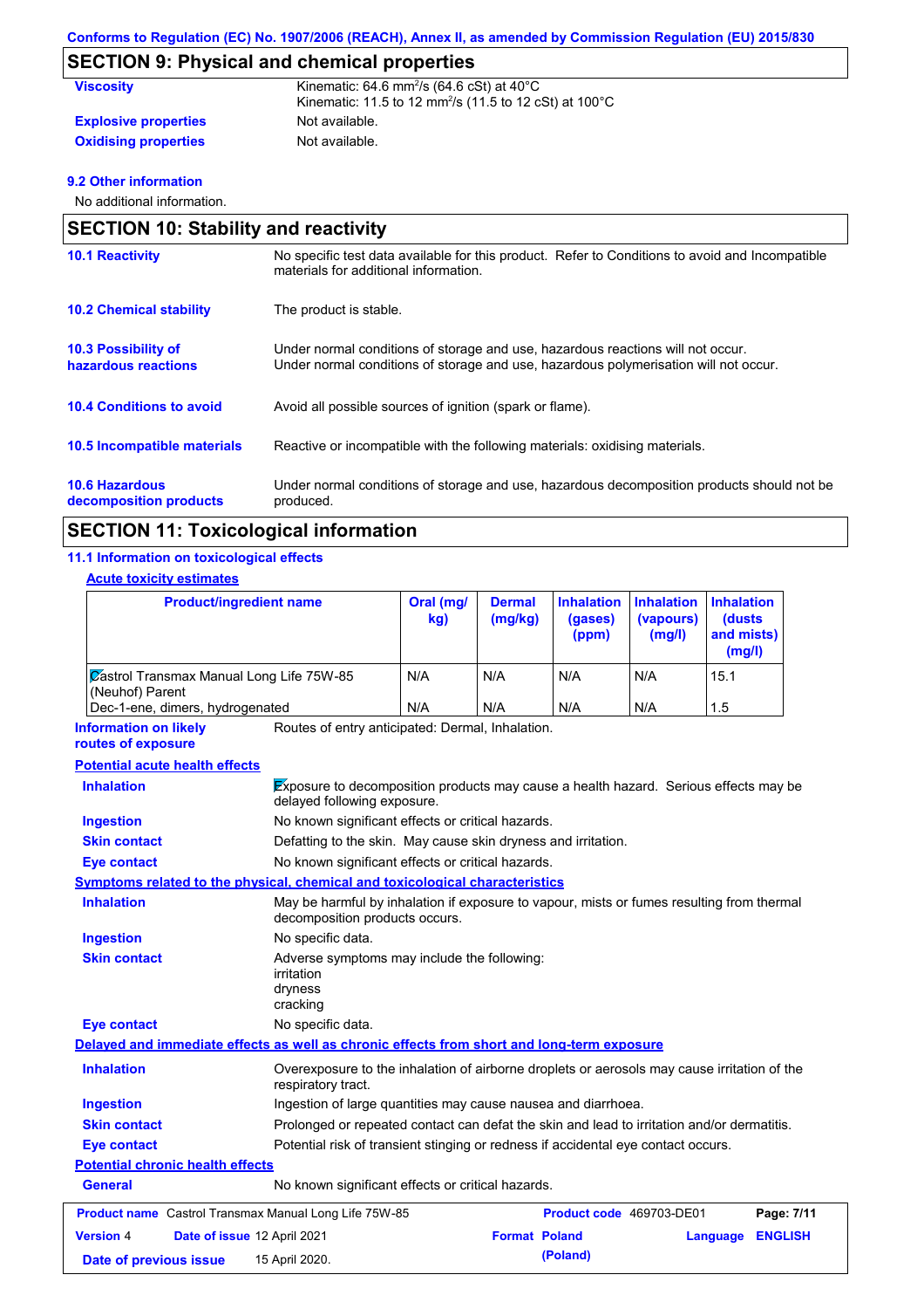Conforms to Regulation (EC) No. 1907/2006 (REACH), Annex II, as amended by Commission Regulation (EU) 2015/830

## SECTION 9: Physical and chemical properties

**Viscosity** Kinematic: 64.6 $mm^2/s$ (64.6 cSt) at 40°C
Kinematic: 11.5 to 12 $mm^2/s$ (11.5 to 12 cSt) at 100°C

**Explosive properties** Not available.

**Oxidising properties** Not available.

**9.2 Other information**

No additional information.

## SECTION 10: Stability and reactivity

**10.1 Reactivity** No specific test data available for this product. Refer to Conditions to avoid and Incompatible materials for additional information.

**10.2 Chemical stability** The product is stable.

**10.3 Possibility of hazardous reactions** Under normal conditions of storage and use, hazardous reactions will not occur.
Under normal conditions of storage and use, hazardous polymerisation will not occur.

**10.4 Conditions to avoid** Avoid all possible sources of ignition (spark or flame).

**10.5 Incompatible materials** Reactive or incompatible with the following materials: oxidising materials.

**10.6 Hazardous decomposition products** Under normal conditions of storage and use, hazardous decomposition products should not be produced.

## SECTION 11: Toxicological information

**11.1 Information on toxicological effects**

**Acute toxicity estimates**

| Product/ingredient name | Oral (mg/kg) | Dermal (mg/kg) | Inhalation (gases) (ppm) | Inhalation (vapours) (mg/l) | Inhalation (dusts and mists) (mg/l) |
|---|---|---|---|---|---|
| Castrol Transmax Manual Long Life 75W-85 (Neuhof) Parent | N/A | N/A | N/A | N/A | 15.1 |
| Dec-1-ene, dimers, hydrogenated | N/A | N/A | N/A | N/A | 1.5 |

**Information on likely routes of exposure** Routes of entry anticipated: Dermal, Inhalation.

**Potential acute health effects**

**Inhalation** Exposure to decomposition products may cause a health hazard. Serious effects may be delayed following exposure.

**Ingestion** No known significant effects or critical hazards.

**Skin contact** Defatting to the skin. May cause skin dryness and irritation.

**Eye contact** No known significant effects or critical hazards.

**Symptoms related to the physical, chemical and toxicological characteristics**

**Inhalation** May be harmful by inhalation if exposure to vapour, mists or fumes resulting from thermal decomposition products occurs.

**Ingestion** No specific data.

**Skin contact** Adverse symptoms may include the following:
irritation
dryness
cracking

**Eye contact** No specific data.

**Delayed and immediate effects as well as chronic effects from short and long-term exposure**

**Inhalation** Overexposure to the inhalation of airborne droplets or aerosols may cause irritation of the respiratory tract.

**Ingestion** Ingestion of large quantities may cause nausea and diarrhoea.

**Skin contact** Prolonged or repeated contact can defat the skin and lead to irritation and/or dermatitis.

**Eye contact** Potential risk of transient stinging or redness if accidental eye contact occurs.

**Potential chronic health effects**

**General** No known significant effects or critical hazards.

| Product name | Castrol Transmax Manual Long Life 75W-85 | Product code | 469703-DE01 | Page: 7/11 |
|---|---|---|---|---|
| Version 4 | Date of issue 12 April 2021 | Format Poland (Poland) | Language ENGLISH | |
| Date of previous issue | 15 April 2020. | | | |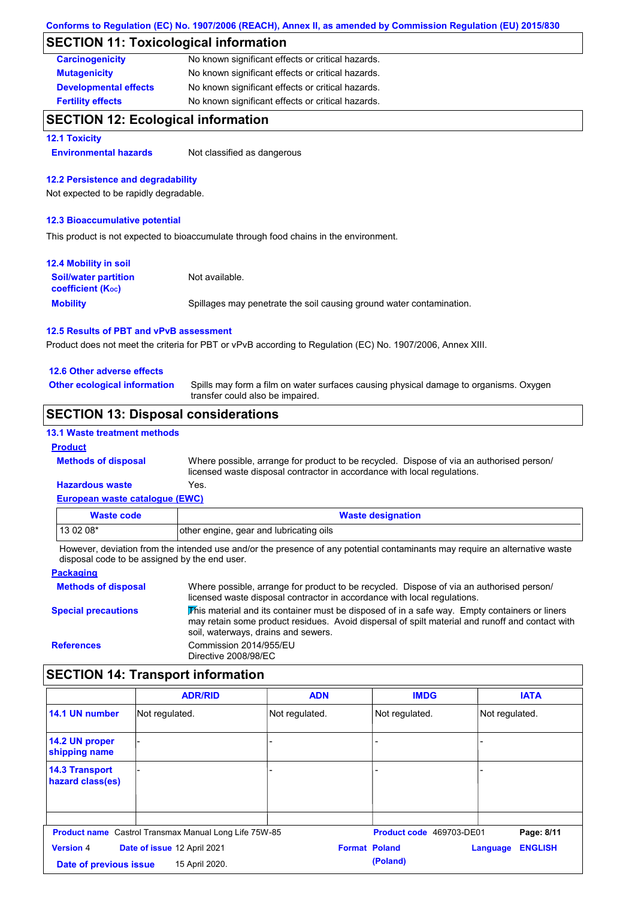## SECTION 11: Toxicological information

| | |
|---|---|
| **Carcinogenicity** | No known significant effects or critical hazards. |
| **Mutagenicity** | No known significant effects or critical hazards. |
| **Developmental effects** | No known significant effects or critical hazards. |
| **Fertility effects** | No known significant effects or critical hazards. |

## SECTION 12: Ecological information

### 12.1 Toxicity

**Environmental hazards** Not classified as dangerous

### 12.2 Persistence and degradability

Not expected to be rapidly degradable.

### 12.3 Bioaccumulative potential

This product is not expected to bioaccumulate through food chains in the environment.

### 12.4 Mobility in soil

**Soil/water partition coefficient ($K_{OC}$)** Not available.

**Mobility** Spillages may penetrate the soil causing ground water contamination.

### 12.5 Results of PBT and vPvB assessment

Product does not meet the criteria for PBT or vPvB according to Regulation (EC) No. 1907/2006, Annex XIII.

### 12.6 Other adverse effects

**Other ecological information** Spills may form a film on water surfaces causing physical damage to organisms. Oxygen transfer could also be impaired.

## SECTION 13: Disposal considerations

### 13.1 Waste treatment methods

**Product**

**Methods of disposal** Where possible, arrange for product to be recycled. Dispose of via an authorised person/ licensed waste disposal contractor in accordance with local regulations.

**Hazardous waste** Yes.

**European waste catalogue (EWC)**

| Waste code | Waste designation |
|---|---|
| 13 02 08* | other engine, gear and lubricating oils |

However, deviation from the intended use and/or the presence of any potential contaminants may require an alternative waste disposal code to be assigned by the end user.

**Packaging**

**Methods of disposal** Where possible, arrange for product to be recycled. Dispose of via an authorised person/ licensed waste disposal contractor in accordance with local regulations.

**Special precautions** This material and its container must be disposed of in a safe way. Empty containers or liners may retain some product residues. Avoid dispersal of spilt material and runoff and contact with soil, waterways, drains and sewers.

**References** Commission 2014/955/EU
Directive 2008/98/EC

## SECTION 14: Transport information

| | ADR/RID | ADN | IMDG | IATA |
|---|---|---|---|---|
| **14.1 UN number** | Not regulated. | Not regulated. | Not regulated. | Not regulated. |
| **14.2 UN proper shipping name** | - | - | - | - |
| **14.3 Transport hazard class(es)** | - | - | - | - |

**Product name** Castrol Transmax Manual Long Life 75W-85 **Product code** 469703-DE01
**Version** 4 **Date of issue** 12 April 2021 **Format** Poland (Poland) **Language** ENGLISH
**Date of previous issue** 15 April 2020.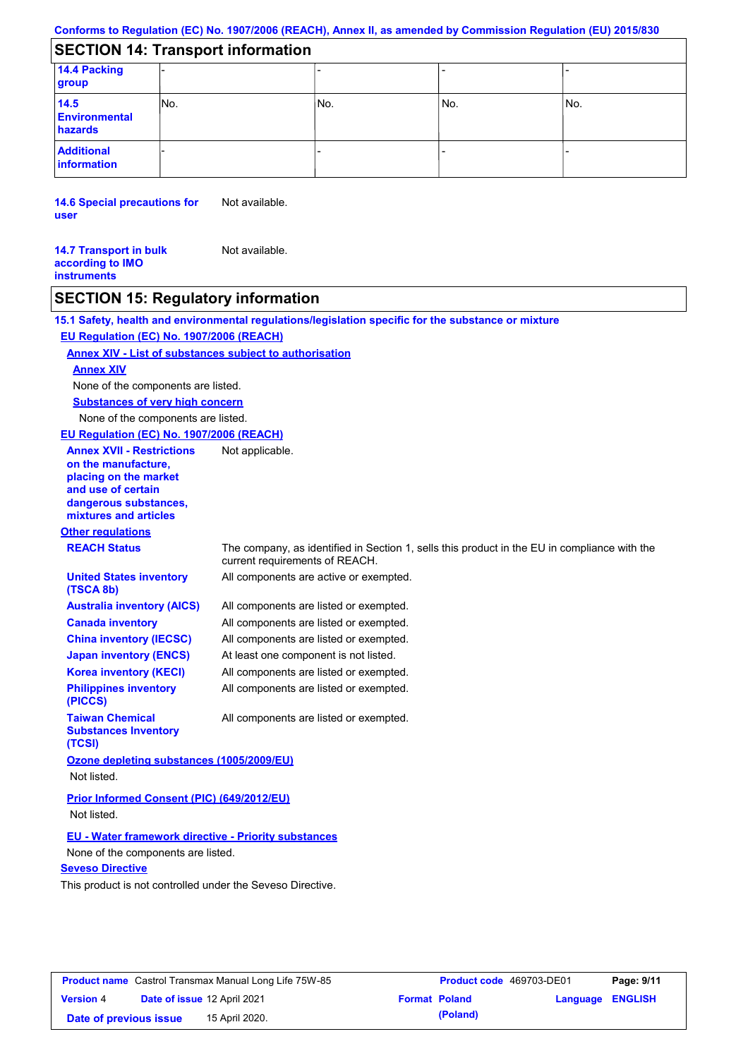## SECTION 14: Transport information

| | | | | |
|---|---|---|---|---|
| **14.4 Packing group** | - | - | - | - |
| **14.5 Environmental hazards** | No. | No. | No. | No. |
| **Additional information** | - | - | - | - |

**14.6 Special precautions for user** Not available.

**14.7 Transport in bulk according to IMO instruments** Not available.

## SECTION 15: Regulatory information

**15.1 Safety, health and environmental regulations/legislation specific for the substance or mixture**

**EU Regulation (EC) No. 1907/2006 (REACH)**

**Annex XIV - List of substances subject to authorisation**

**Annex XIV**

None of the components are listed.

**Substances of very high concern**

None of the components are listed.

**EU Regulation (EC) No. 1907/2006 (REACH)**

**Annex XVII - Restrictions on the manufacture, placing on the market and use of certain dangerous substances, mixtures and articles** Not applicable.

**Other regulations**

| | |
|---|---|
| **REACH Status** | The company, as identified in Section 1, sells this product in the EU in compliance with the current requirements of REACH. |
| **United States inventory (TSCA 8b)** | All components are active or exempted. |
| **Australia inventory (AICS)** | All components are listed or exempted. |
| **Canada inventory** | All components are listed or exempted. |
| **China inventory (IECSC)** | All components are listed or exempted. |
| **Japan inventory (ENCS)** | At least one component is not listed. |
| **Korea inventory (KECI)** | All components are listed or exempted. |
| **Philippines inventory (PICCS)** | All components are listed or exempted. |
| **Taiwan Chemical Substances Inventory (TCSI)** | All components are listed or exempted. |

**Ozone depleting substances (1005/2009/EU)**

Not listed.

**Prior Informed Consent (PIC) (649/2012/EU)**

Not listed.

**EU - Water framework directive - Priority substances**

None of the components are listed.

**Seveso Directive**

This product is not controlled under the Seveso Directive.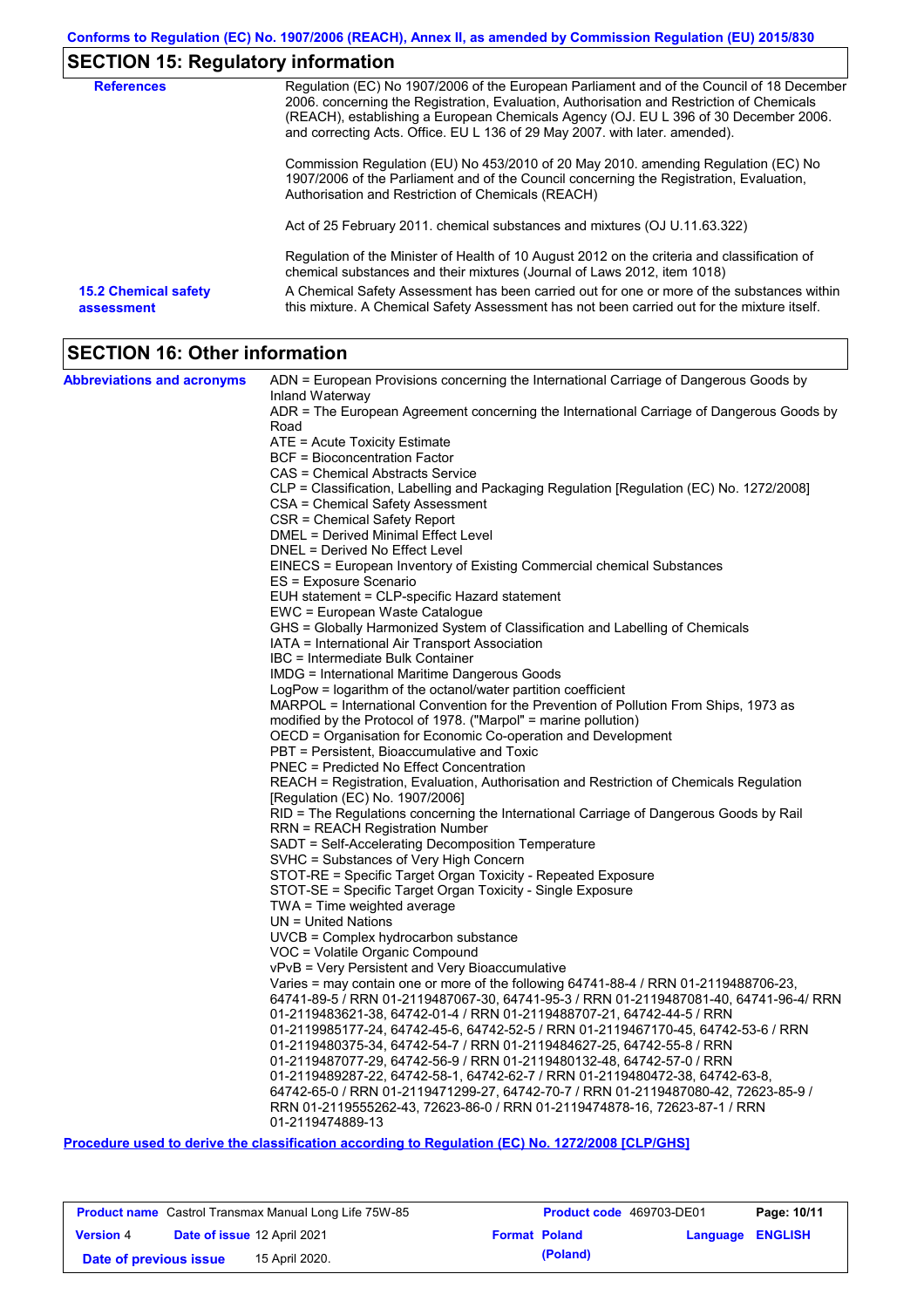## SECTION 15: Regulatory information

**References**

Regulation (EC) No 1907/2006 of the European Parliament and of the Council of 18 December 2006. concerning the Registration, Evaluation, Authorisation and Restriction of Chemicals (REACH), establishing a European Chemicals Agency (OJ. EU L 396 of 30 December 2006. and correcting Acts. Office. EU L 136 of 29 May 2007. with later. amended).

Commission Regulation (EU) No 453/2010 of 20 May 2010. amending Regulation (EC) No 1907/2006 of the Parliament and of the Council concerning the Registration, Evaluation, Authorisation and Restriction of Chemicals (REACH)

Act of 25 February 2011. chemical substances and mixtures (OJ U.11.63.322)

Regulation of the Minister of Health of 10 August 2012 on the criteria and classification of chemical substances and their mixtures (Journal of Laws 2012, item 1018)

**15.2 Chemical safety assessment**

A Chemical Safety Assessment has been carried out for one or more of the substances within this mixture. A Chemical Safety Assessment has not been carried out for the mixture itself.

## SECTION 16: Other information

**Abbreviations and acronyms**

ADN = European Provisions concerning the International Carriage of Dangerous Goods by Inland Waterway
ADR = The European Agreement concerning the International Carriage of Dangerous Goods by Road
ATE = Acute Toxicity Estimate
BCF = Bioconcentration Factor
CAS = Chemical Abstracts Service
CLP = Classification, Labelling and Packaging Regulation [Regulation (EC) No. 1272/2008]
CSA = Chemical Safety Assessment
CSR = Chemical Safety Report
DMEL = Derived Minimal Effect Level
DNEL = Derived No Effect Level
EINECS = European Inventory of Existing Commercial chemical Substances
ES = Exposure Scenario
EUH statement = CLP-specific Hazard statement
EWC = European Waste Catalogue
GHS = Globally Harmonized System of Classification and Labelling of Chemicals
IATA = International Air Transport Association
IBC = Intermediate Bulk Container
IMDG = International Maritime Dangerous Goods
LogPow = logarithm of the octanol/water partition coefficient
MARPOL = International Convention for the Prevention of Pollution From Ships, 1973 as modified by the Protocol of 1978. ("Marpol" = marine pollution)
OECD = Organisation for Economic Co-operation and Development
PBT = Persistent, Bioaccumulative and Toxic
PNEC = Predicted No Effect Concentration
REACH = Registration, Evaluation, Authorisation and Restriction of Chemicals Regulation [Regulation (EC) No. 1907/2006]
RID = The Regulations concerning the International Carriage of Dangerous Goods by Rail
RRN = REACH Registration Number
SADT = Self-Accelerating Decomposition Temperature
SVHC = Substances of Very High Concern
STOT-RE = Specific Target Organ Toxicity - Repeated Exposure
STOT-SE = Specific Target Organ Toxicity - Single Exposure
TWA = Time weighted average
UN = United Nations
UVCB = Complex hydrocarbon substance
VOC = Volatile Organic Compound
vPvB = Very Persistent and Very Bioaccumulative
Varies = may contain one or more of the following 64741-88-4 / RRN 01-2119488706-23, 64741-89-5 / RRN 01-2119487067-30, 64741-95-3 / RRN 01-2119487081-40, 64741-96-4/ RRN 01-2119483621-38, 64742-01-4 / RRN 01-2119488707-21, 64742-44-5 / RRN 01-2119985177-24, 64742-45-6, 64742-52-5 / RRN 01-2119467170-45, 64742-53-6 / RRN 01-2119480375-34, 64742-54-7 / RRN 01-2119484627-25, 64742-55-8 / RRN 01-2119487077-29, 64742-56-9 / RRN 01-2119480132-48, 64742-57-0 / RRN 01-2119489287-22, 64742-58-1, 64742-62-7 / RRN 01-2119480472-38, 64742-63-8, 64742-65-0 / RRN 01-2119471299-27, 64742-70-7 / RRN 01-2119487080-42, 72623-85-9 / RRN 01-2119555262-43, 72623-86-0 / RRN 01-2119474878-16, 72623-87-1 / RRN 01-2119474889-13

**Procedure used to derive the classification according to Regulation (EC) No. 1272/2008 [CLP/GHS]**

| Product name | Castrol Transmax Manual Long Life 75W-85 | Product code | 469703-DE01 |
|---|---|---|---|
| Version | 4 | Date of issue | 12 April 2021 |
| Format | Poland (Poland) | Language | ENGLISH |
| Date of previous issue | 15 April 2020. | | |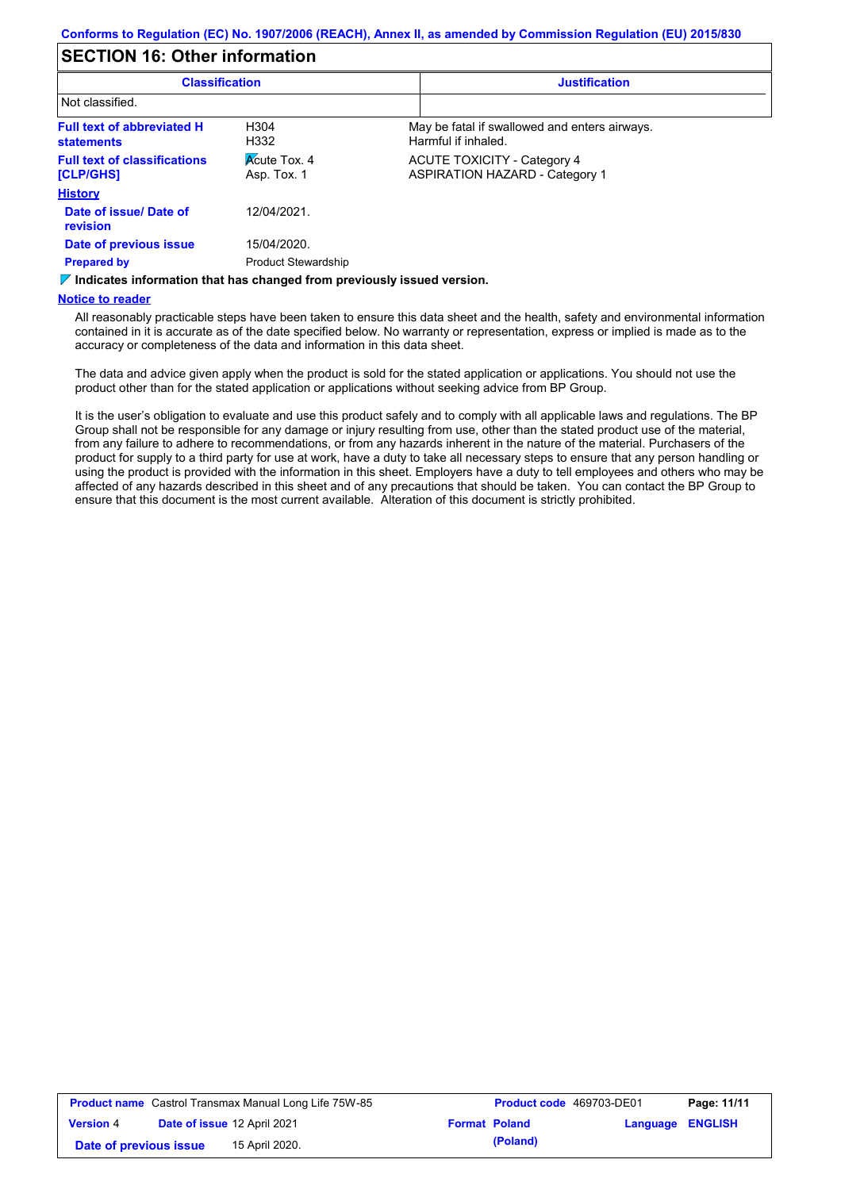Conforms to Regulation (EC) No. 1907/2006 (REACH), Annex II, as amended by Commission Regulation (EU) 2015/830

## SECTION 16: Other information

| Classification | Justification |
| --- | --- |
| Not classified. | |

**Full text of abbreviated H statements**

| | |
| --- | --- |
| H304 | May be fatal if swallowed and enters airways. |
| H332 | Harmful if inhaled. |

**Full text of classifications [CLP/GHS]**

| | |
| --- | --- |
| Acute Tox. 4 | ACUTE TOXICITY - Category 4 |
| Asp. Tox. 1 | ASPIRATION HAZARD - Category 1 |

**History**

| | |
| --- | --- |
| **Date of issue/ Date of revision** | 12/04/2021. |
| **Date of previous issue** | 15/04/2020. |
| **Prepared by** | Product Stewardship |

**Indicates information that has changed from previously issued version.**

**Notice to reader**

All reasonably practicable steps have been taken to ensure this data sheet and the health, safety and environmental information contained in it is accurate as of the date specified below. No warranty or representation, express or implied is made as to the accuracy or completeness of the data and information in this data sheet.

The data and advice given apply when the product is sold for the stated application or applications. You should not use the product other than for the stated application or applications without seeking advice from BP Group.

It is the user's obligation to evaluate and use this product safely and to comply with all applicable laws and regulations. The BP Group shall not be responsible for any damage or injury resulting from use, other than the stated product use of the material, from any failure to adhere to recommendations, or from any hazards inherent in the nature of the material. Purchasers of the product for supply to a third party for use at work, have a duty to take all necessary steps to ensure that any person handling or using the product is provided with the information in this sheet. Employers have a duty to tell employees and others who may be affected of any hazards described in this sheet and of any precautions that should be taken. You can contact the BP Group to ensure that this document is the most current available. Alteration of this document is strictly prohibited.